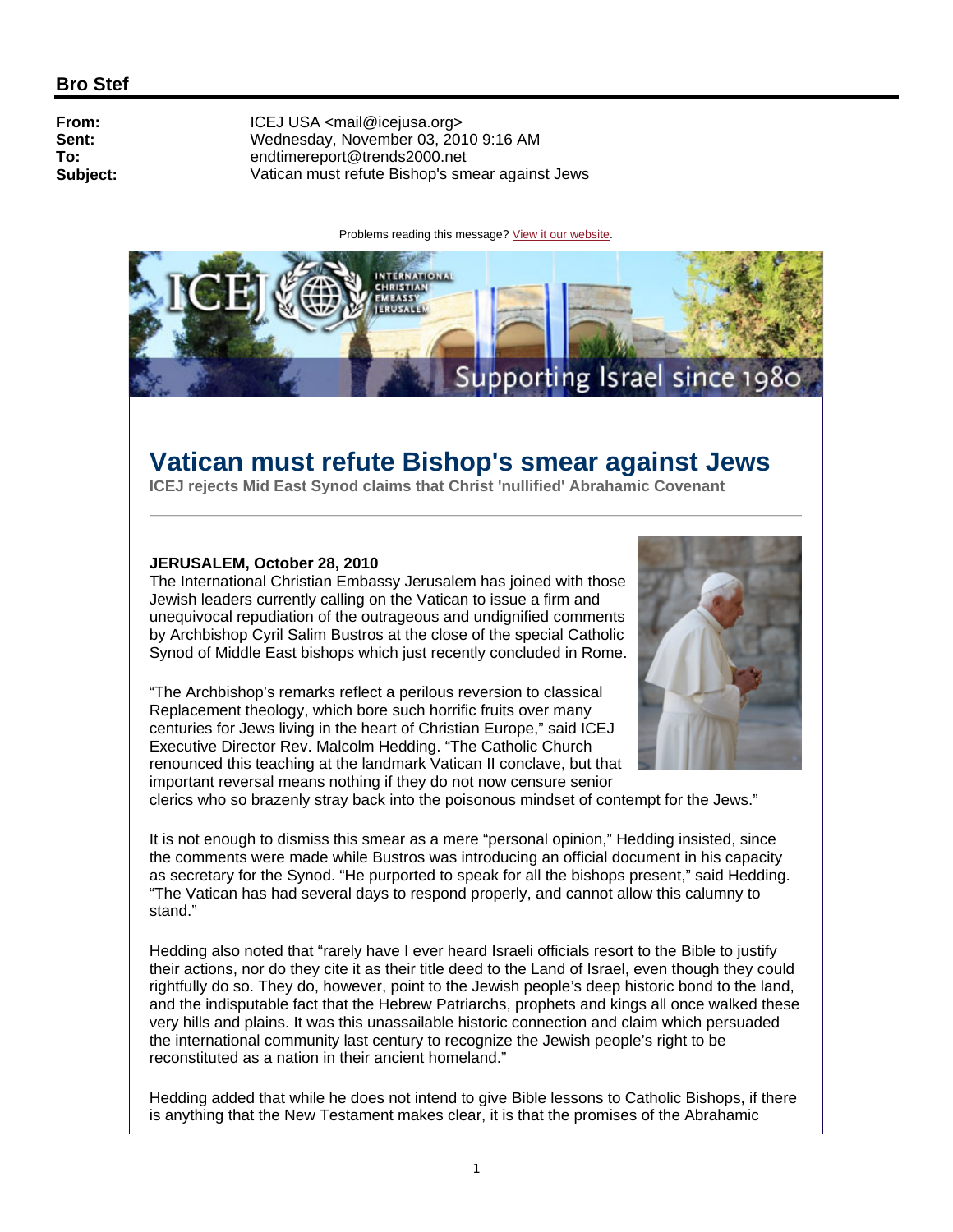## Bro Stef

**From:** ICEJ USA <mail@icejusa.org>
**Sent:** Wednesday, November 03, 2010 9:16 AM
**To:** endtimereport@trends2000.net
**Subject:** Vatican must refute Bishop's smear against Jews

Problems reading this message? View it our website.

# Vatican must refute Bishop's smear against Jews

**ICEJ rejects Mid East Synod claims that Christ 'nullified' Abrahamic Covenant**

---

**JERUSALEM, October 28, 2010**

The International Christian Embassy Jerusalem has joined with those Jewish leaders currently calling on the Vatican to issue a firm and unequivocal repudiation of the outrageous and undignified comments by Archbishop Cyril Salim Bustros at the close of the special Catholic Synod of Middle East bishops which just recently concluded in Rome.

"The Archbishop's remarks reflect a perilous reversion to classical Replacement theology, which bore such horrific fruits over many centuries for Jews living in the heart of Christian Europe," said ICEJ Executive Director Rev. Malcolm Hedding. "The Catholic Church renounced this teaching at the landmark Vatican II conclave, but that important reversal means nothing if they do not now censure senior clerics who so brazenly stray back into the poisonous mindset of contempt for the Jews."

It is not enough to dismiss this smear as a mere "personal opinion," Hedding insisted, since the comments were made while Bustros was introducing an official document in his capacity as secretary for the Synod. "He purported to speak for all the bishops present," said Hedding. "The Vatican has had several days to respond properly, and cannot allow this calumny to stand."

Hedding also noted that "rarely have I ever heard Israeli officials resort to the Bible to justify their actions, nor do they cite it as their title deed to the Land of Israel, even though they could rightfully do so. They do, however, point to the Jewish people's deep historic bond to the land, and the indisputable fact that the Hebrew Patriarchs, prophets and kings all once walked these very hills and plains. It was this unassailable historic connection and claim which persuaded the international community last century to recognize the Jewish people's right to be reconstituted as a nation in their ancient homeland."

Hedding added that while he does not intend to give Bible lessons to Catholic Bishops, if there is anything that the New Testament makes clear, it is that the promises of the Abrahamic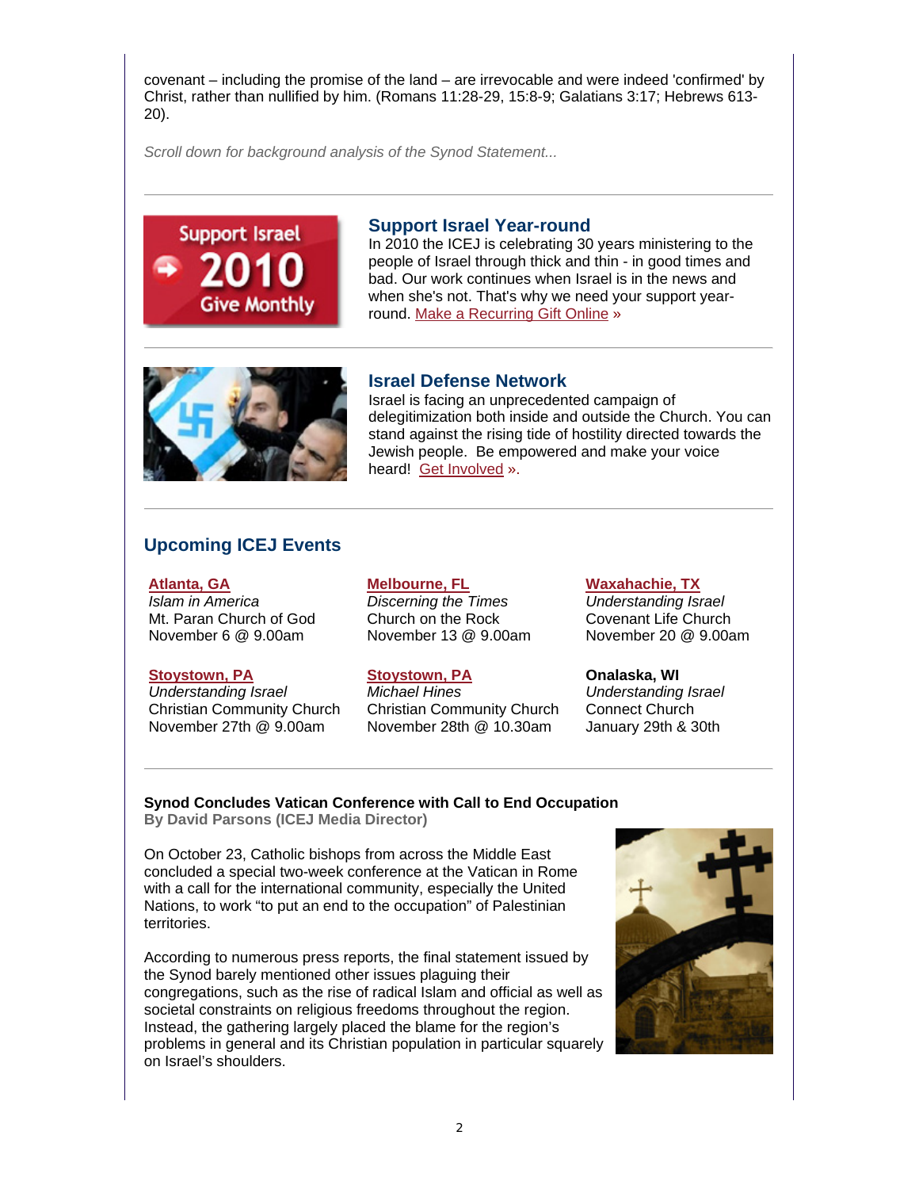covenant – including the promise of the land – are irrevocable and were indeed 'confirmed' by Christ, rather than nullified by him. (Romans 11:28-29, 15:8-9; Galatians 3:17; Hebrews 613-20).

*Scroll down for background analysis of the Synod Statement...*

---

## Support Israel Year-round

In 2010 the ICEJ is celebrating 30 years ministering to the people of Israel through thick and thin - in good times and bad. Our work continues when Israel is in the news and when she's not. That's why we need your support year-round. Make a Recurring Gift Online »

---

## Israel Defense Network

Israel is facing an unprecedented campaign of delegitimization both inside and outside the Church. You can stand against the rising tide of hostility directed towards the Jewish people. Be empowered and make your voice heard! Get Involved ».

---

## Upcoming ICEJ Events

**Atlanta, GA**
*Islam in America*
Mt. Paran Church of God
November 6 @ 9.00am

**Melbourne, FL**
*Discerning the Times*
Church on the Rock
November 13 @ 9.00am

**Waxahachie, TX**
*Understanding Israel*
Covenant Life Church
November 20 @ 9.00am

**Stoystown, PA**
*Understanding Israel*
Christian Community Church
November 27th @ 9.00am

**Stoystown, PA**
*Michael Hines*
Christian Community Church
November 28th @ 10.30am

**Onalaska, WI**
*Understanding Israel*
Connect Church
January 29th & 30th

---

**Synod Concludes Vatican Conference with Call to End Occupation**
**By David Parsons (ICEJ Media Director)**

On October 23, Catholic bishops from across the Middle East concluded a special two-week conference at the Vatican in Rome with a call for the international community, especially the United Nations, to work "to put an end to the occupation" of Palestinian territories.

According to numerous press reports, the final statement issued by the Synod barely mentioned other issues plaguing their congregations, such as the rise of radical Islam and official as well as societal constraints on religious freedoms throughout the region. Instead, the gathering largely placed the blame for the region's problems in general and its Christian population in particular squarely on Israel's shoulders.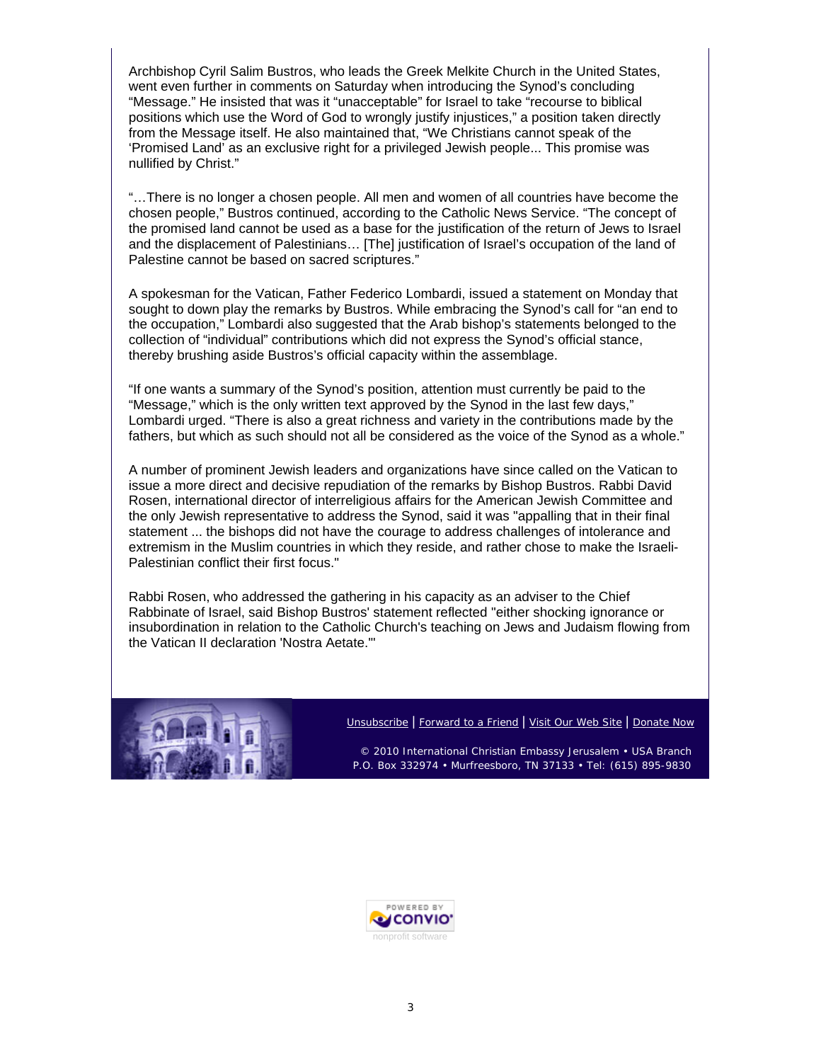Archbishop Cyril Salim Bustros, who leads the Greek Melkite Church in the United States, went even further in comments on Saturday when introducing the Synod's concluding "Message." He insisted that was it "unacceptable" for Israel to take "recourse to biblical positions which use the Word of God to wrongly justify injustices," a position taken directly from the Message itself. He also maintained that, "We Christians cannot speak of the 'Promised Land' as an exclusive right for a privileged Jewish people... This promise was nullified by Christ."

"…There is no longer a chosen people. All men and women of all countries have become the chosen people," Bustros continued, according to the Catholic News Service. "The concept of the promised land cannot be used as a base for the justification of the return of Jews to Israel and the displacement of Palestinians… [The] justification of Israel's occupation of the land of Palestine cannot be based on sacred scriptures."

A spokesman for the Vatican, Father Federico Lombardi, issued a statement on Monday that sought to down play the remarks by Bustros. While embracing the Synod's call for "an end to the occupation," Lombardi also suggested that the Arab bishop's statements belonged to the collection of "individual" contributions which did not express the Synod's official stance, thereby brushing aside Bustros's official capacity within the assemblage.

"If one wants a summary of the Synod's position, attention must currently be paid to the "Message," which is the only written text approved by the Synod in the last few days," Lombardi urged. "There is also a great richness and variety in the contributions made by the fathers, but which as such should not all be considered as the voice of the Synod as a whole."

A number of prominent Jewish leaders and organizations have since called on the Vatican to issue a more direct and decisive repudiation of the remarks by Bishop Bustros. Rabbi David Rosen, international director of interreligious affairs for the American Jewish Committee and the only Jewish representative to address the Synod, said it was "appalling that in their final statement ... the bishops did not have the courage to address challenges of intolerance and extremism in the Muslim countries in which they reside, and rather chose to make the Israeli-Palestinian conflict their first focus."

Rabbi Rosen, who addressed the gathering in his capacity as an adviser to the Chief Rabbinate of Israel, said Bishop Bustros' statement reflected "either shocking ignorance or insubordination in relation to the Catholic Church's teaching on Jews and Judaism flowing from the Vatican II declaration 'Nostra Aetate.'"

Unsubscribe | Forward to a Friend | Visit Our Web Site | Donate Now

© 2010 International Christian Embassy Jerusalem • USA Branch
P.O. Box 332974 • Murfreesboro, TN 37133 • Tel: (615) 895-9830

POWERED BY convio
nonprofit software